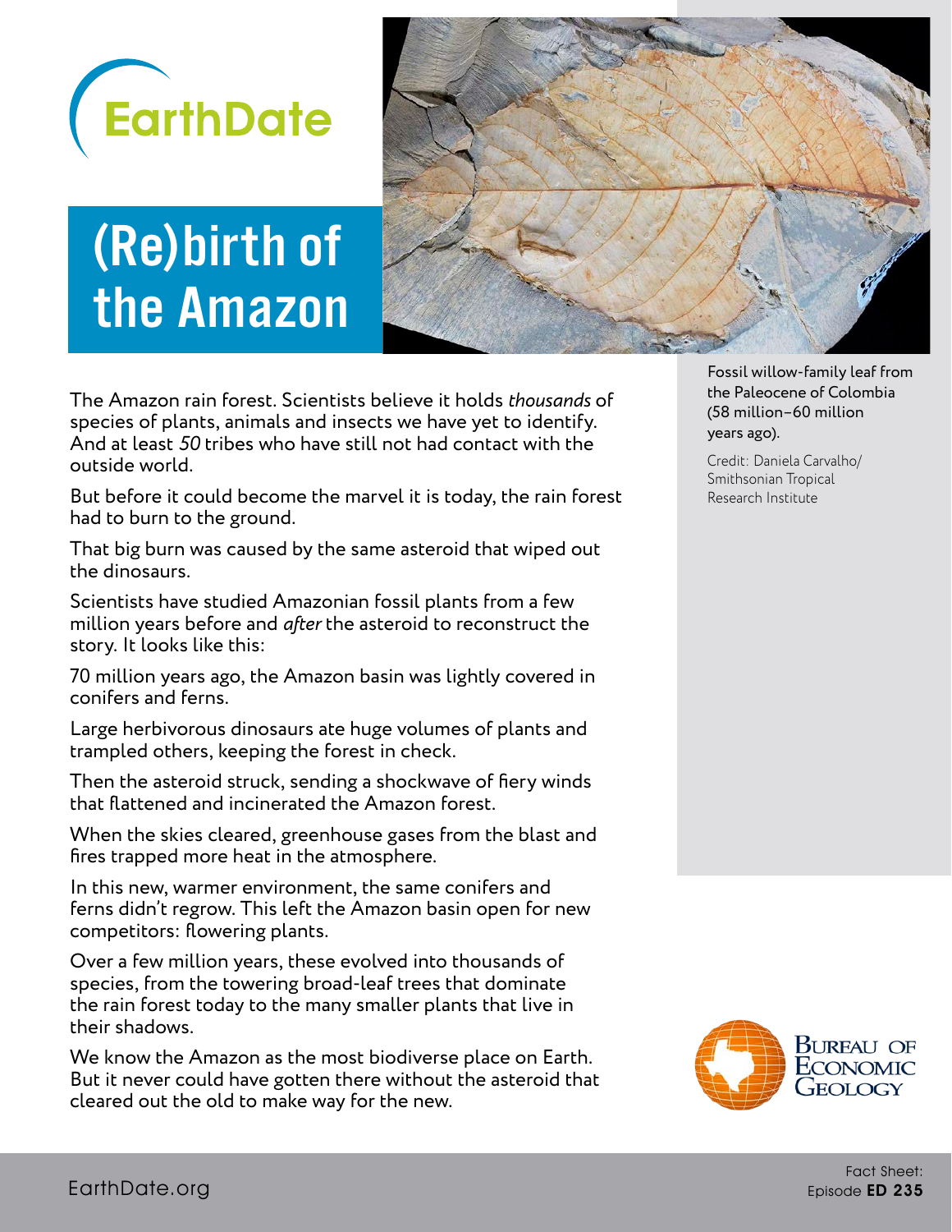EarthDate

# (Re)birth of the Amazon

Fossil willow-family leaf from the Paleocene of Colombia (58 million–60 million years ago).

Credit: Daniela Carvalho/ Smithsonian Tropical Research Institute

The Amazon rain forest. Scientists believe it holds *thousands* of species of plants, animals and insects we have yet to identify. And at least *50* tribes who have still not had contact with the outside world.

But before it could become the marvel it is today, the rain forest had to burn to the ground.

That big burn was caused by the same asteroid that wiped out the dinosaurs.

Scientists have studied Amazonian fossil plants from a few million years before and *after* the asteroid to reconstruct the story. It looks like this:

70 million years ago, the Amazon basin was lightly covered in conifers and ferns.

Large herbivorous dinosaurs ate huge volumes of plants and trampled others, keeping the forest in check.

Then the asteroid struck, sending a shockwave of fiery winds that flattened and incinerated the Amazon forest.

When the skies cleared, greenhouse gases from the blast and fires trapped more heat in the atmosphere.

In this new, warmer environment, the same conifers and ferns didn't regrow. This left the Amazon basin open for new competitors: flowering plants.

Over a few million years, these evolved into thousands of species, from the towering broad-leaf trees that dominate the rain forest today to the many smaller plants that live in their shadows.

We know the Amazon as the most biodiverse place on Earth. But it never could have gotten there without the asteroid that cleared out the old to make way for the new.

Bureau of Economic Geology

EarthDate.org

Fact Sheet: Episode **ED 235**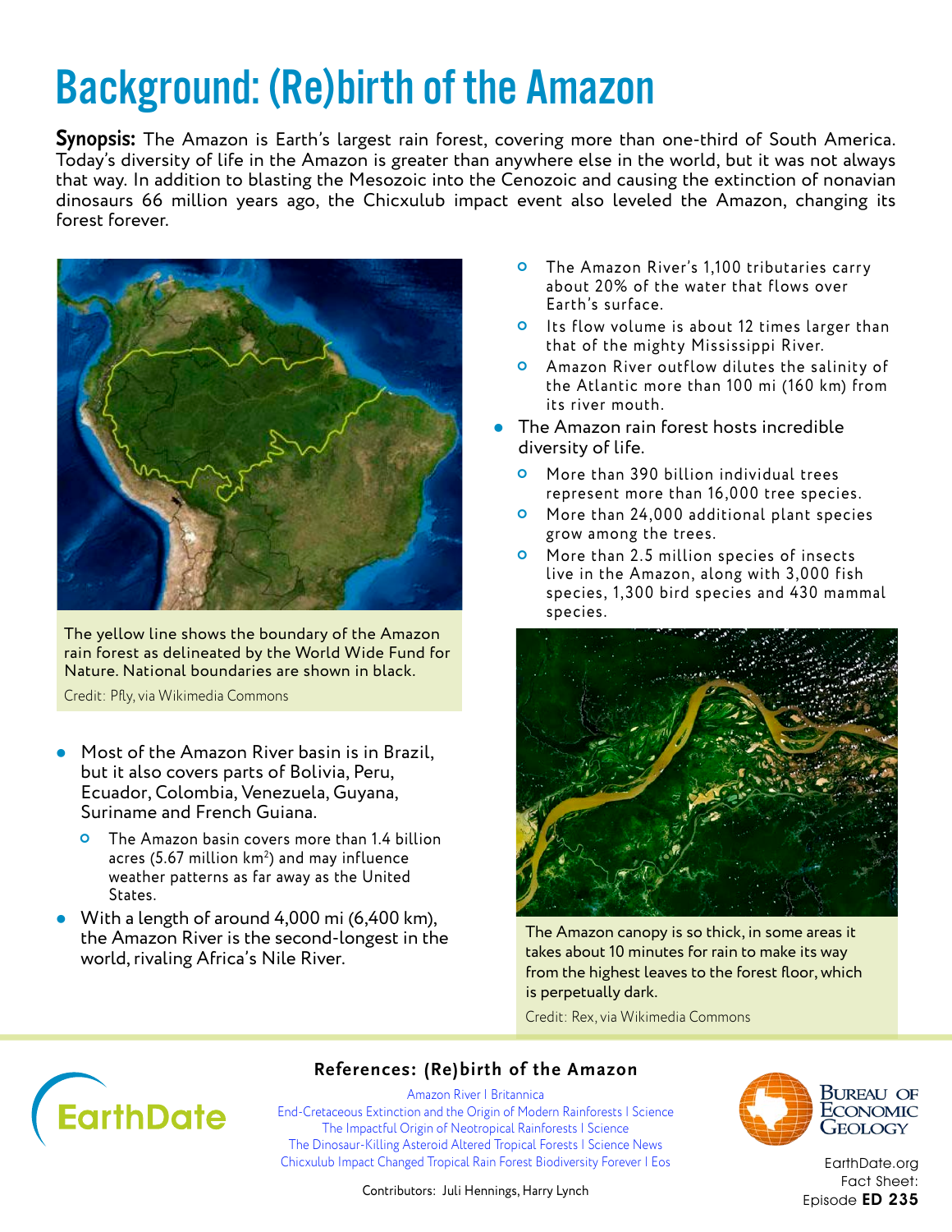# Background: (Re)birth of the Amazon

**Synopsis:** The Amazon is Earth's largest rain forest, covering more than one-third of South America. Today's diversity of life in the Amazon is greater than anywhere else in the world, but it was not always that way. In addition to blasting the Mesozoic into the Cenozoic and causing the extinction of nonavian dinosaurs 66 million years ago, the Chicxulub impact event also leveled the Amazon, changing its forest forever.

The yellow line shows the boundary of the Amazon rain forest as delineated by the World Wide Fund for Nature. National boundaries are shown in black.

Credit: Pfly, via Wikimedia Commons

- Most of the Amazon River basin is in Brazil, but it also covers parts of Bolivia, Peru, Ecuador, Colombia, Venezuela, Guyana, Suriname and French Guiana.
    - The Amazon basin covers more than 1.4 billion acres (5.67 million km$^2$) and may influence weather patterns as far away as the United States.
- With a length of around 4,000 mi (6,400 km), the Amazon River is the second-longest in the world, rivaling Africa's Nile River.
    - The Amazon River's 1,100 tributaries carry about 20% of the water that flows over Earth's surface.
    - Its flow volume is about 12 times larger than that of the mighty Mississippi River.
    - Amazon River outflow dilutes the salinity of the Atlantic more than 100 mi (160 km) from its river mouth.
- The Amazon rain forest hosts incredible diversity of life.
    - More than 390 billion individual trees represent more than 16,000 tree species.
    - More than 24,000 additional plant species grow among the trees.
    - More than 2.5 million species of insects live in the Amazon, along with 3,000 fish species, 1,300 bird species and 430 mammal species.

The Amazon canopy is so thick, in some areas it takes about 10 minutes for rain to make its way from the highest leaves to the forest floor, which is perpetually dark.

Credit: Rex, via Wikimedia Commons

## References: (Re)birth of the Amazon

Amazon River | Britannica
End-Cretaceous Extinction and the Origin of Modern Rainforests | Science
The Impactful Origin of Neotropical Rainforests | Science
The Dinosaur-Killing Asteroid Altered Tropical Forests | Science News
Chicxulub Impact Changed Tropical Rain Forest Biodiversity Forever | Eos

Contributors: Juli Hennings, Harry Lynch

EarthDate

Bureau of Economic Geology

EarthDate.org
Fact Sheet:
Episode **ED 235**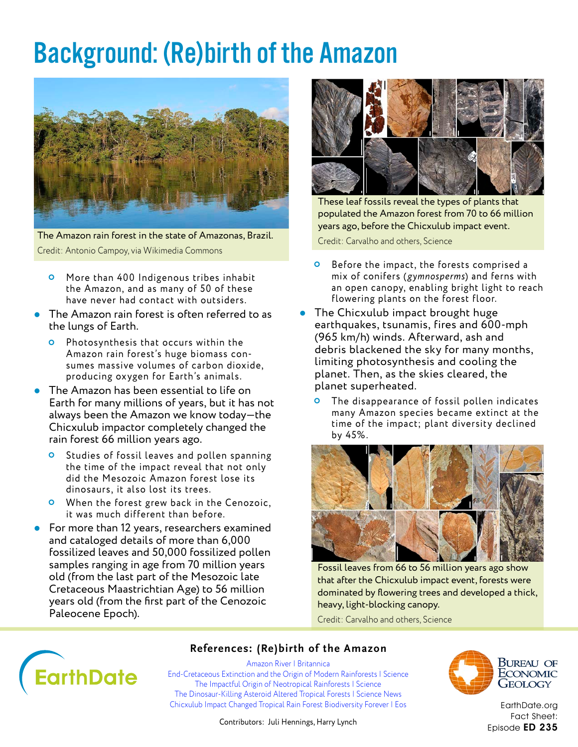# Background: (Re)birth of the Amazon

The Amazon rain forest in the state of Amazonas, Brazil.

Credit: Antonio Campoy, via Wikimedia Commons

- More than 400 Indigenous tribes inhabit the Amazon, and as many of 50 of these have never had contact with outsiders.

- The Amazon rain forest is often referred to as the lungs of Earth.
  - Photosynthesis that occurs within the Amazon rain forest's huge biomass consumes massive volumes of carbon dioxide, producing oxygen for Earth's animals.
- The Amazon has been essential to life on Earth for many millions of years, but it has not always been the Amazon we know today—the Chicxulub impactor completely changed the rain forest 66 million years ago.
  - Studies of fossil leaves and pollen spanning the time of the impact reveal that not only did the Mesozoic Amazon forest lose its dinosaurs, it also lost its trees.
  - When the forest grew back in the Cenozoic, it was much different than before.
- For more than 12 years, researchers examined and cataloged details of more than 6,000 fossilized leaves and 50,000 fossilized pollen samples ranging in age from 70 million years old (from the last part of the Mesozoic late Cretaceous Maastrichtian Age) to 56 million years old (from the first part of the Cenozoic Paleocene Epoch).

These leaf fossils reveal the types of plants that populated the Amazon forest from 70 to 66 million years ago, before the Chicxulub impact event.

Credit: Carvalho and others, Science

  - Before the impact, the forests comprised a mix of conifers (*gymnosperms*) and ferns with an open canopy, enabling bright light to reach flowering plants on the forest floor.
- The Chicxulub impact brought huge earthquakes, tsunamis, fires and 600-mph (965 km/h) winds. Afterward, ash and debris blackened the sky for many months, limiting photosynthesis and cooling the planet. Then, as the skies cleared, the planet superheated.
  - The disappearance of fossil pollen indicates many Amazon species became extinct at the time of the impact; plant diversity declined by 45%.

Fossil leaves from 66 to 56 million years ago show that after the Chicxulub impact event, forests were dominated by flowering trees and developed a thick, heavy, light-blocking canopy.

Credit: Carvalho and others, Science

## References: (Re)birth of the Amazon

Amazon River | Britannica
End-Cretaceous Extinction and the Origin of Modern Rainforests | Science
The Impactful Origin of Neotropical Rainforests | Science
The Dinosaur-Killing Asteroid Altered Tropical Forests | Science News
Chicxulub Impact Changed Tropical Rain Forest Biodiversity Forever | Eos

Contributors: Juli Hennings, Harry Lynch

EarthDate

Bureau of Economic Geology

EarthDate.org
Fact Sheet:
Episode **ED 235**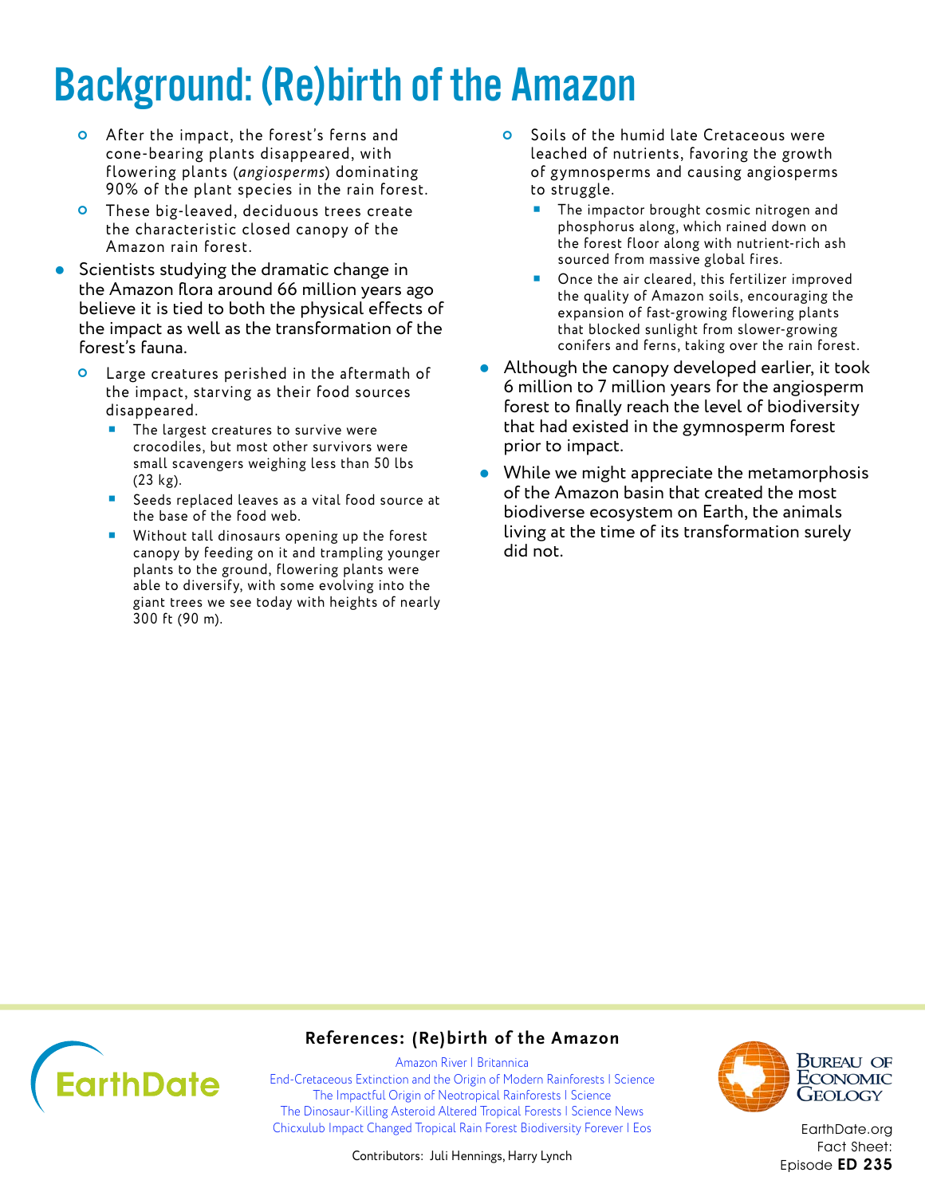# Background: (Re)birth of the Amazon

- After the impact, the forest's ferns and cone-bearing plants disappeared, with flowering plants (*angiosperms*) dominating 90% of the plant species in the rain forest.
- These big-leaved, deciduous trees create the characteristic closed canopy of the Amazon rain forest.

- Scientists studying the dramatic change in the Amazon flora around 66 million years ago believe it is tied to both the physical effects of the impact as well as the transformation of the forest's fauna.
  - Large creatures perished in the aftermath of the impact, starving as their food sources disappeared.
    - The largest creatures to survive were crocodiles, but most other survivors were small scavengers weighing less than 50 lbs (23 kg).
    - Seeds replaced leaves as a vital food source at the base of the food web.
    - Without tall dinosaurs opening up the forest canopy by feeding on it and trampling younger plants to the ground, flowering plants were able to diversify, with some evolving into the giant trees we see today with heights of nearly 300 ft (90 m).
  - Soils of the humid late Cretaceous were leached of nutrients, favoring the growth of gymnosperms and causing angiosperms to struggle.
    - The impactor brought cosmic nitrogen and phosphorus along, which rained down on the forest floor along with nutrient-rich ash sourced from massive global fires.
    - Once the air cleared, this fertilizer improved the quality of Amazon soils, encouraging the expansion of fast-growing flowering plants that blocked sunlight from slower-growing conifers and ferns, taking over the rain forest.
- Although the canopy developed earlier, it took 6 million to 7 million years for the angiosperm forest to finally reach the level of biodiversity that had existed in the gymnosperm forest prior to impact.
- While we might appreciate the metamorphosis of the Amazon basin that created the most biodiverse ecosystem on Earth, the animals living at the time of its transformation surely did not.

## References: (Re)birth of the Amazon

Amazon River | Britannica
End-Cretaceous Extinction and the Origin of Modern Rainforests | Science
The Impactful Origin of Neotropical Rainforests | Science
The Dinosaur-Killing Asteroid Altered Tropical Forests | Science News
Chicxulub Impact Changed Tropical Rain Forest Biodiversity Forever | Eos

Contributors: Juli Hennings, Harry Lynch

EarthDate

Bureau of Economic Geology

EarthDate.org
Fact Sheet:
Episode **ED 235**